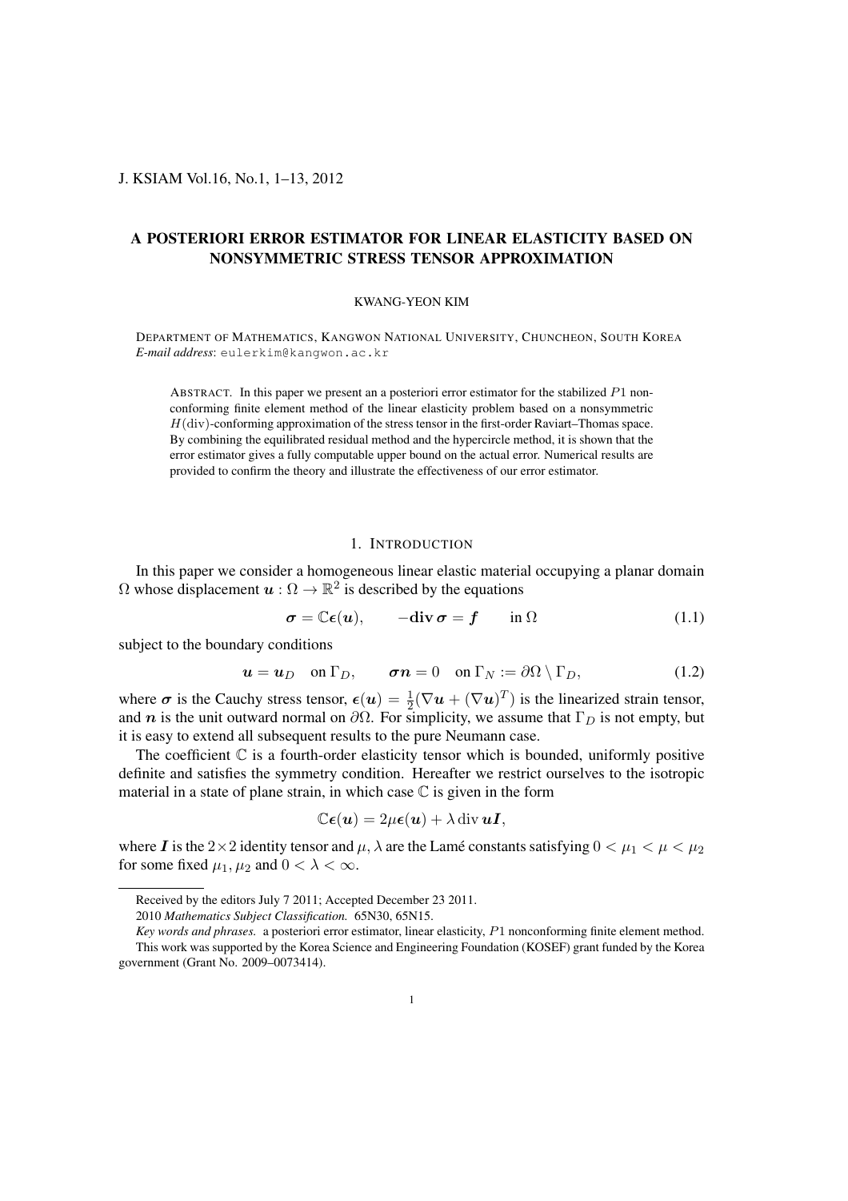# A POSTERIORI ERROR ESTIMATOR FOR LINEAR ELASTICITY BASED ON NONSYMMETRIC STRESS TENSOR APPROXIMATION

KWANG-YEON KIM

DEPARTMENT OF MATHEMATICS, KANGWON NATIONAL UNIVERSITY, CHUNCHEON, SOUTH KOREA
*E-mail address*: eulerkim@kangwon.ac.kr

ABSTRACT. In this paper we present an a posteriori error estimator for the stabilized $P1$ nonconforming finite element method of the linear elasticity problem based on a nonsymmetric $H(\mathrm{div})$-conforming approximation of the stress tensor in the first-order Raviart–Thomas space. By combining the equilibrated residual method and the hypercircle method, it is shown that the error estimator gives a fully computable upper bound on the actual error. Numerical results are provided to confirm the theory and illustrate the effectiveness of our error estimator.

## 1. INTRODUCTION

In this paper we consider a homogeneous linear elastic material occupying a planar domain $\Omega$ whose displacement $\boldsymbol{u} : \Omega \to \mathbb{R}^2$ is described by the equations

$$\boldsymbol{\sigma} = \mathbb{C}\boldsymbol{\epsilon}(\boldsymbol{u}), \qquad -\mathbf{div}\,\boldsymbol{\sigma} = \boldsymbol{f} \qquad \text{in } \Omega \tag{1.1}$$

subject to the boundary conditions

$$\boldsymbol{u} = \boldsymbol{u}_D \quad \text{on } \Gamma_D, \qquad \boldsymbol{\sigma}\boldsymbol{n} = 0 \quad \text{on } \Gamma_N := \partial\Omega \setminus \Gamma_D, \tag{1.2}$$

where $\boldsymbol{\sigma}$ is the Cauchy stress tensor, $\boldsymbol{\epsilon}(\boldsymbol{u}) = \frac{1}{2}(\nabla \boldsymbol{u} + (\nabla \boldsymbol{u})^T)$ is the linearized strain tensor, and $\boldsymbol{n}$ is the unit outward normal on $\partial\Omega$. For simplicity, we assume that $\Gamma_D$ is not empty, but it is easy to extend all subsequent results to the pure Neumann case.

The coefficient $\mathbb{C}$ is a fourth-order elasticity tensor which is bounded, uniformly positive definite and satisfies the symmetry condition. Hereafter we restrict ourselves to the isotropic material in a state of plane strain, in which case $\mathbb{C}$ is given in the form

$$\mathbb{C}\boldsymbol{\epsilon}(\boldsymbol{u}) = 2\mu\boldsymbol{\epsilon}(\boldsymbol{u}) + \lambda \operatorname{div} \boldsymbol{u}\boldsymbol{I},$$

where $\boldsymbol{I}$ is the $2\times 2$ identity tensor and $\mu, \lambda$ are the Lamé constants satisfying $0 < \mu_1 < \mu < \mu_2$ for some fixed $\mu_1, \mu_2$ and $0 < \lambda < \infty$.

---

Received by the editors July 7 2011; Accepted December 23 2011.

2010 *Mathematics Subject Classification.* 65N30, 65N15.

*Key words and phrases.* a posteriori error estimator, linear elasticity, $P1$ nonconforming finite element method.

This work was supported by the Korea Science and Engineering Foundation (KOSEF) grant funded by the Korea government (Grant No. 2009–0073414).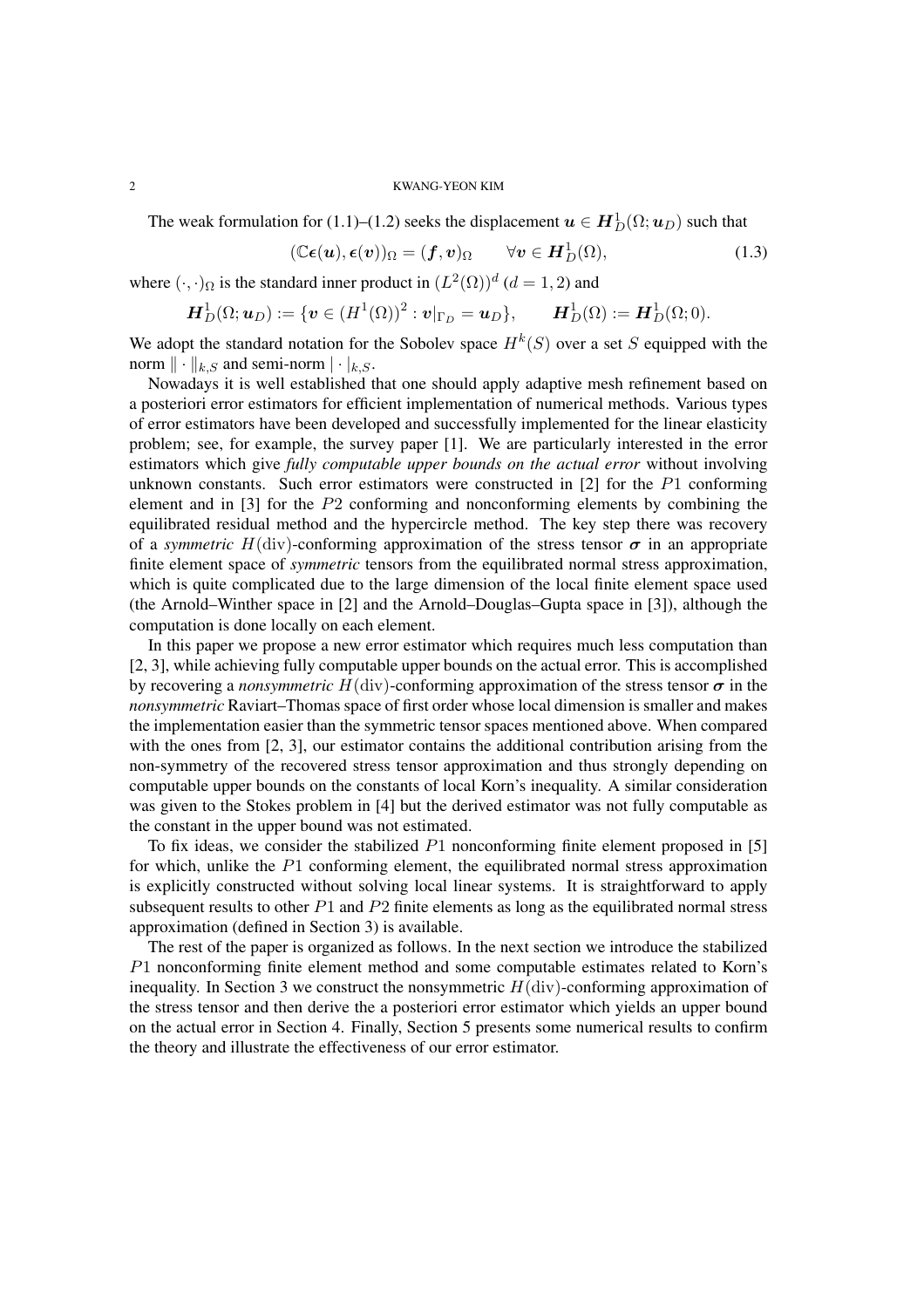The weak formulation for (1.1)–(1.2) seeks the displacement $\boldsymbol{u} \in \boldsymbol{H}^1_D(\Omega; \boldsymbol{u}_D)$ such that

$$(\mathbb{C}\boldsymbol{\epsilon}(\boldsymbol{u}), \boldsymbol{\epsilon}(\boldsymbol{v}))_\Omega = (\boldsymbol{f}, \boldsymbol{v})_\Omega \qquad \forall \boldsymbol{v} \in \boldsymbol{H}^1_D(\Omega), \tag{1.3}$$

where $(\cdot,\cdot)_\Omega$ is the standard inner product in $(L^2(\Omega))^d$ $(d = 1, 2)$ and

$$\boldsymbol{H}^1_D(\Omega; \boldsymbol{u}_D) := \{\boldsymbol{v} \in (H^1(\Omega))^2 : \boldsymbol{v}|_{\Gamma_D} = \boldsymbol{u}_D\}, \qquad \boldsymbol{H}^1_D(\Omega) := \boldsymbol{H}^1_D(\Omega; 0).$$

We adopt the standard notation for the Sobolev space $H^k(S)$ over a set $S$ equipped with the norm $\|\cdot\|_{k,S}$ and semi-norm $|\cdot|_{k,S}$.

Nowadays it is well established that one should apply adaptive mesh refinement based on a posteriori error estimators for efficient implementation of numerical methods. Various types of error estimators have been developed and successfully implemented for the linear elasticity problem; see, for example, the survey paper [1]. We are particularly interested in the error estimators which give *fully computable upper bounds on the actual error* without involving unknown constants. Such error estimators were constructed in [2] for the $P1$ conforming element and in [3] for the $P2$ conforming and nonconforming elements by combining the equilibrated residual method and the hypercircle method. The key step there was recovery of a *symmetric* $H(\mathrm{div})$-conforming approximation of the stress tensor $\boldsymbol{\sigma}$ in an appropriate finite element space of *symmetric* tensors from the equilibrated normal stress approximation, which is quite complicated due to the large dimension of the local finite element space used (the Arnold–Winther space in [2] and the Arnold–Douglas–Gupta space in [3]), although the computation is done locally on each element.

In this paper we propose a new error estimator which requires much less computation than [2, 3], while achieving fully computable upper bounds on the actual error. This is accomplished by recovering a *nonsymmetric* $H(\mathrm{div})$-conforming approximation of the stress tensor $\boldsymbol{\sigma}$ in the *nonsymmetric* Raviart–Thomas space of first order whose local dimension is smaller and makes the implementation easier than the symmetric tensor spaces mentioned above. When compared with the ones from [2, 3], our estimator contains the additional contribution arising from the non-symmetry of the recovered stress tensor approximation and thus strongly depending on computable upper bounds on the constants of local Korn's inequality. A similar consideration was given to the Stokes problem in [4] but the derived estimator was not fully computable as the constant in the upper bound was not estimated.

To fix ideas, we consider the stabilized $P1$ nonconforming finite element proposed in [5] for which, unlike the $P1$ conforming element, the equilibrated normal stress approximation is explicitly constructed without solving local linear systems. It is straightforward to apply subsequent results to other $P1$ and $P2$ finite elements as long as the equilibrated normal stress approximation (defined in Section 3) is available.

The rest of the paper is organized as follows. In the next section we introduce the stabilized $P1$ nonconforming finite element method and some computable estimates related to Korn's inequality. In Section 3 we construct the nonsymmetric $H(\mathrm{div})$-conforming approximation of the stress tensor and then derive the a posteriori error estimator which yields an upper bound on the actual error in Section 4. Finally, Section 5 presents some numerical results to confirm the theory and illustrate the effectiveness of our error estimator.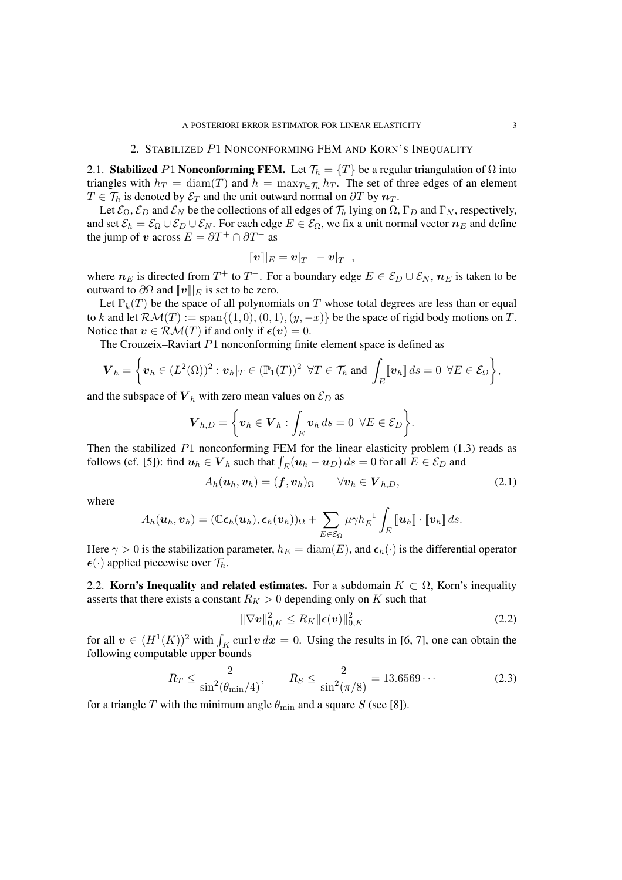## 2. Stabilized $P1$ Nonconforming FEM and Korn's Inequality

2.1. **Stabilized $P1$ Nonconforming FEM.** Let $\mathcal{T}_h = \{T\}$ be a regular triangulation of $\Omega$ into triangles with $h_T = \operatorname{diam}(T)$ and $h = \max_{T \in \mathcal{T}_h} h_T$. The set of three edges of an element $T \in \mathcal{T}_h$ is denoted by $\mathcal{E}_T$ and the unit outward normal on $\partial T$ by $\boldsymbol{n}_T$.

Let $\mathcal{E}_\Omega$, $\mathcal{E}_D$ and $\mathcal{E}_N$ be the collections of all edges of $\mathcal{T}_h$ lying on $\Omega$, $\Gamma_D$ and $\Gamma_N$, respectively, and set $\mathcal{E}_h = \mathcal{E}_\Omega \cup \mathcal{E}_D \cup \mathcal{E}_N$. For each edge $E \in \mathcal{E}_\Omega$, we fix a unit normal vector $\boldsymbol{n}_E$ and define the jump of $\boldsymbol{v}$ across $E = \partial T^+ \cap \partial T^-$ as

$$[\![\boldsymbol{v}]\!]|_E = \boldsymbol{v}|_{T^+} - \boldsymbol{v}|_{T^-},$$

where $\boldsymbol{n}_E$ is directed from $T^+$ to $T^-$. For a boundary edge $E \in \mathcal{E}_D \cup \mathcal{E}_N$, $\boldsymbol{n}_E$ is taken to be outward to $\partial\Omega$ and $[\![\boldsymbol{v}]\!]|_E$ is set to be zero.

Let $\mathbb{P}_k(T)$ be the space of all polynomials on $T$ whose total degrees are less than or equal to $k$ and let $\mathcal{RM}(T) := \operatorname{span}\{(1,0),(0,1),(y,-x)\}$ be the space of rigid body motions on $T$. Notice that $\boldsymbol{v} \in \mathcal{RM}(T)$ if and only if $\boldsymbol{\epsilon}(\boldsymbol{v}) = 0$.

The Crouzeix–Raviart $P1$ nonconforming finite element space is defined as

$$\boldsymbol{V}_h = \left\{ \boldsymbol{v}_h \in (L^2(\Omega))^2 : \boldsymbol{v}_h|_T \in (\mathbb{P}_1(T))^2 \ \ \forall T \in \mathcal{T}_h \text{ and } \int_E [\![\boldsymbol{v}_h]\!]\, ds = 0 \ \ \forall E \in \mathcal{E}_\Omega \right\},$$

and the subspace of $\boldsymbol{V}_h$ with zero mean values on $\mathcal{E}_D$ as

$$\boldsymbol{V}_{h,D} = \left\{ \boldsymbol{v}_h \in \boldsymbol{V}_h : \int_E \boldsymbol{v}_h \, ds = 0 \ \ \forall E \in \mathcal{E}_D \right\}.$$

Then the stabilized $P1$ nonconforming FEM for the linear elasticity problem (1.3) reads as follows (cf. [5]): find $\boldsymbol{u}_h \in \boldsymbol{V}_h$ such that $\int_E (\boldsymbol{u}_h - \boldsymbol{u}_D)\, ds = 0$ for all $E \in \mathcal{E}_D$ and

$$A_h(\boldsymbol{u}_h, \boldsymbol{v}_h) = (\boldsymbol{f}, \boldsymbol{v}_h)_\Omega \qquad \forall \boldsymbol{v}_h \in \boldsymbol{V}_{h,D}, \tag{2.1}$$

where

$$A_h(\boldsymbol{u}_h, \boldsymbol{v}_h) = (\mathbb{C}\boldsymbol{\epsilon}_h(\boldsymbol{u}_h), \boldsymbol{\epsilon}_h(\boldsymbol{v}_h))_\Omega + \sum_{E \in \mathcal{E}_\Omega} \mu\gamma h_E^{-1} \int_E [\![\boldsymbol{u}_h]\!] \cdot [\![\boldsymbol{v}_h]\!]\, ds.$$

Here $\gamma > 0$ is the stabilization parameter, $h_E = \operatorname{diam}(E)$, and $\boldsymbol{\epsilon}_h(\cdot)$ is the differential operator $\boldsymbol{\epsilon}(\cdot)$ applied piecewise over $\mathcal{T}_h$.

2.2. **Korn's Inequality and related estimates.** For a subdomain $K \subset \Omega$, Korn's inequality asserts that there exists a constant $R_K > 0$ depending only on $K$ such that

$$\|\nabla \boldsymbol{v}\|_{0,K}^2 \le R_K \|\boldsymbol{\epsilon}(\boldsymbol{v})\|_{0,K}^2 \tag{2.2}$$

for all $\boldsymbol{v} \in (H^1(K))^2$ with $\int_K \operatorname{curl} \boldsymbol{v}\, d\boldsymbol{x} = 0$. Using the results in [6, 7], one can obtain the following computable upper bounds

$$R_T \le \frac{2}{\sin^2(\theta_{\min}/4)}, \qquad R_S \le \frac{2}{\sin^2(\pi/8)} = 13.6569\cdots \tag{2.3}$$

for a triangle $T$ with the minimum angle $\theta_{\min}$ and a square $S$ (see [8]).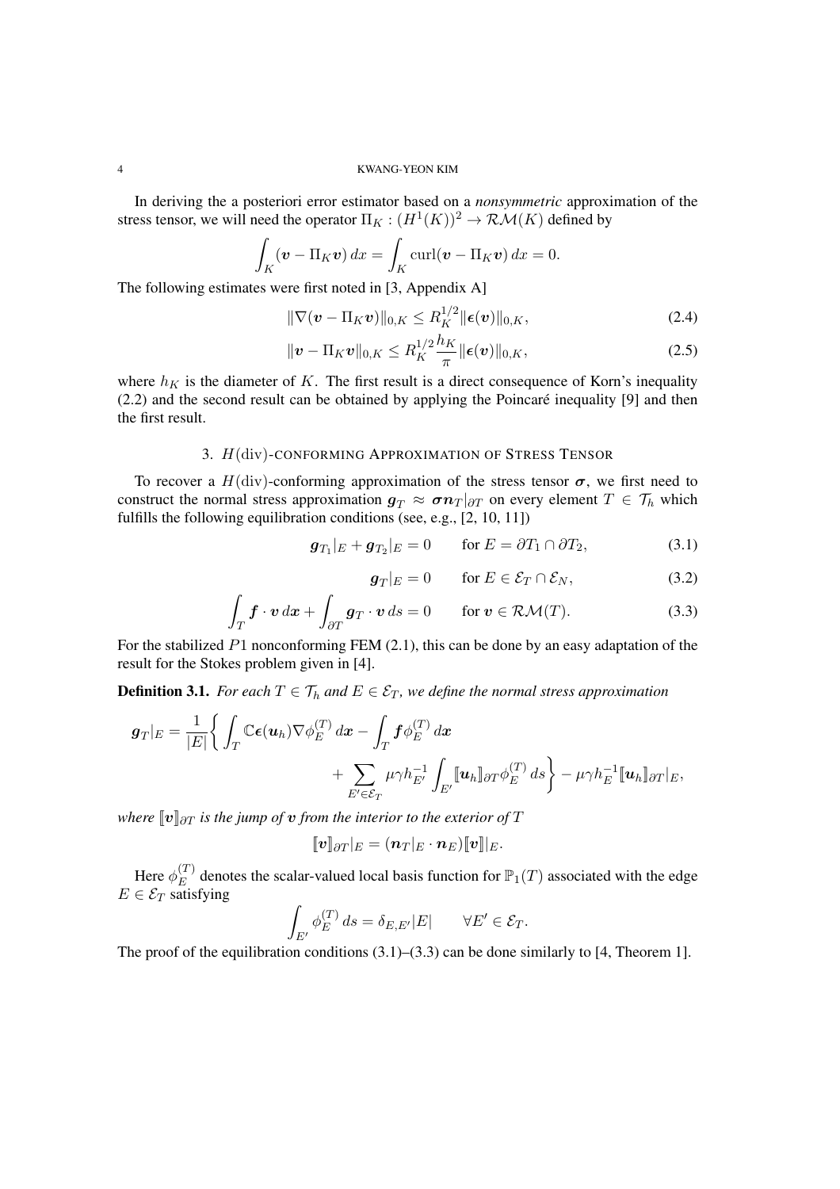In deriving the a posteriori error estimator based on a *nonsymmetric* approximation of the stress tensor, we will need the operator $\Pi_K : (H^1(K))^2 \to \mathcal{RM}(K)$ defined by

$$\int_K (\boldsymbol{v} - \Pi_K \boldsymbol{v})\, dx = \int_K \operatorname{curl}(\boldsymbol{v} - \Pi_K \boldsymbol{v})\, dx = 0.$$

The following estimates were first noted in [3, Appendix A]

$$\|\nabla(\boldsymbol{v} - \Pi_K \boldsymbol{v})\|_{0,K} \le R_K^{1/2} \|\boldsymbol{\epsilon}(\boldsymbol{v})\|_{0,K}, \tag{2.4}$$

$$\|\boldsymbol{v} - \Pi_K \boldsymbol{v}\|_{0,K} \le R_K^{1/2} \frac{h_K}{\pi} \|\boldsymbol{\epsilon}(\boldsymbol{v})\|_{0,K}, \tag{2.5}$$

where $h_K$ is the diameter of $K$. The first result is a direct consequence of Korn's inequality (2.2) and the second result can be obtained by applying the Poincaré inequality [9] and then the first result.

## 3. $H(\mathrm{div})$-CONFORMING APPROXIMATION OF STRESS TENSOR

To recover a $H(\mathrm{div})$-conforming approximation of the stress tensor $\boldsymbol{\sigma}$, we first need to construct the normal stress approximation $\boldsymbol{g}_T \approx \boldsymbol{\sigma}\boldsymbol{n}_T|_{\partial T}$ on every element $T \in \mathcal{T}_h$ which fulfills the following equilibration conditions (see, e.g., [2, 10, 11])

$$\boldsymbol{g}_{T_1}|_E + \boldsymbol{g}_{T_2}|_E = 0 \qquad \text{for } E = \partial T_1 \cap \partial T_2, \tag{3.1}$$

$$\boldsymbol{g}_T|_E = 0 \qquad \text{for } E \in \mathcal{E}_T \cap \mathcal{E}_N, \tag{3.2}$$

$$\int_T \boldsymbol{f} \cdot \boldsymbol{v}\, d\boldsymbol{x} + \int_{\partial T} \boldsymbol{g}_T \cdot \boldsymbol{v}\, ds = 0 \qquad \text{for } \boldsymbol{v} \in \mathcal{RM}(T). \tag{3.3}$$

For the stabilized $P1$ nonconforming FEM (2.1), this can be done by an easy adaptation of the result for the Stokes problem given in [4].

**Definition 3.1.** *For each $T \in \mathcal{T}_h$ and $E \in \mathcal{E}_T$, we define the normal stress approximation*

$$\boldsymbol{g}_T|_E = \frac{1}{|E|}\Bigg\{ \int_T \mathbb{C}\boldsymbol{\epsilon}(\boldsymbol{u}_h)\nabla\phi_E^{(T)}\, d\boldsymbol{x} - \int_T \boldsymbol{f}\phi_E^{(T)}\, d\boldsymbol{x} + \sum_{E' \in \mathcal{E}_T} \mu\gamma h_{E'}^{-1} \int_{E'} [\![\boldsymbol{u}_h]\!]_{\partial T} \phi_E^{(T)}\, ds \Bigg\} - \mu\gamma h_E^{-1} [\![\boldsymbol{u}_h]\!]_{\partial T}|_E,$$

*where $[\![\boldsymbol{v}]\!]_{\partial T}$ is the jump of $\boldsymbol{v}$ from the interior to the exterior of $T$*

$$[\![\boldsymbol{v}]\!]_{\partial T}|_E = (\boldsymbol{n}_T|_E \cdot \boldsymbol{n}_E)[\![\boldsymbol{v}]\!]|_E.$$

Here $\phi_E^{(T)}$ denotes the scalar-valued local basis function for $\mathbb{P}_1(T)$ associated with the edge $E \in \mathcal{E}_T$ satisfying

$$\int_{E'} \phi_E^{(T)}\, ds = \delta_{E,E'}|E| \qquad \forall E' \in \mathcal{E}_T.$$

The proof of the equilibration conditions (3.1)–(3.3) can be done similarly to [4, Theorem 1].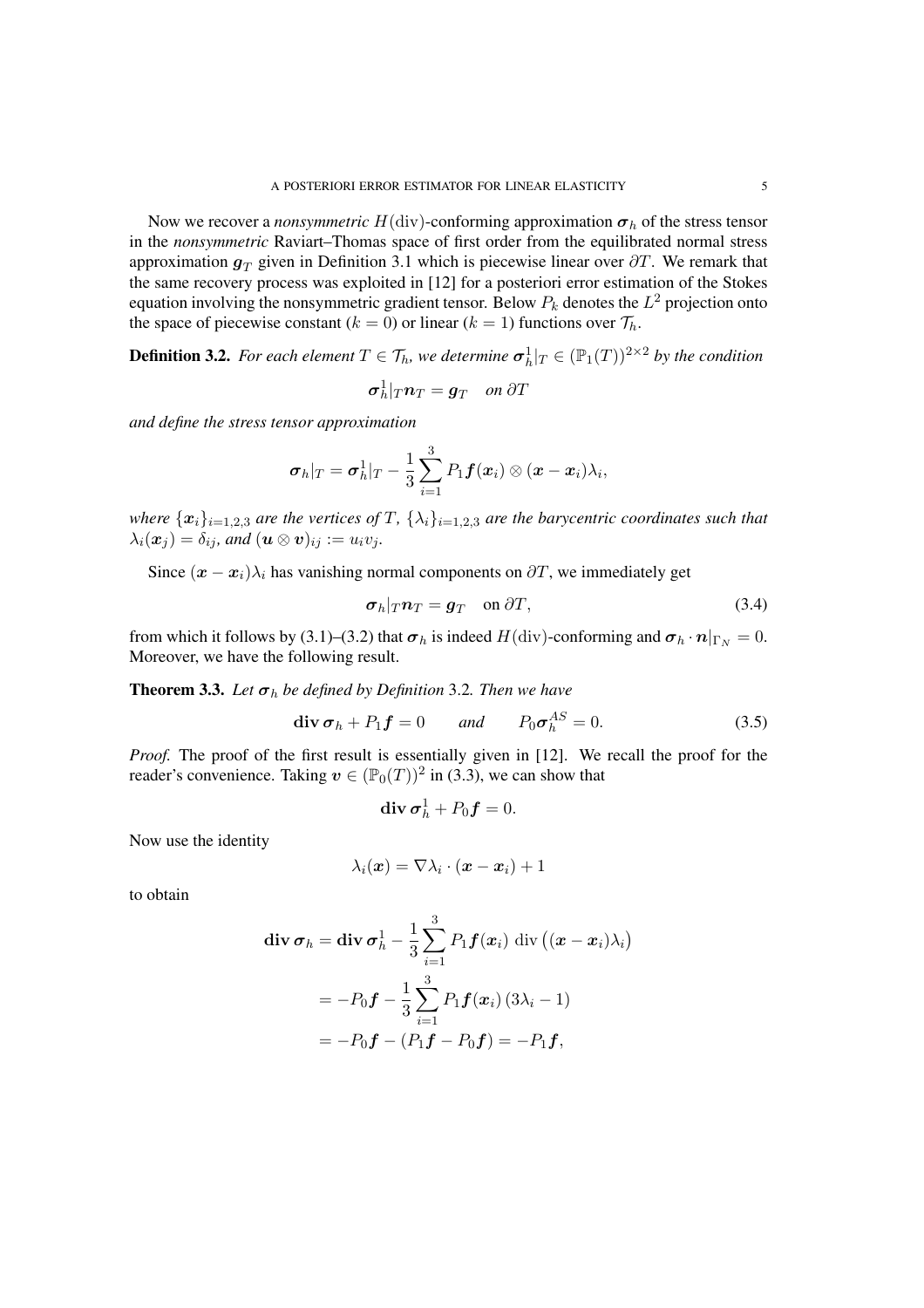Now we recover a *nonsymmetric* $H(\mathrm{div})$-conforming approximation $\boldsymbol{\sigma}_h$ of the stress tensor in the *nonsymmetric* Raviart–Thomas space of first order from the equilibrated normal stress approximation $\boldsymbol{g}_T$ given in Definition 3.1 which is piecewise linear over $\partial T$. We remark that the same recovery process was exploited in [12] for a posteriori error estimation of the Stokes equation involving the nonsymmetric gradient tensor. Below $P_k$ denotes the $L^2$ projection onto the space of piecewise constant ($k = 0$) or linear ($k = 1$) functions over $\mathcal{T}_h$.

**Definition 3.2.** *For each element $T \in \mathcal{T}_h$, we determine $\boldsymbol{\sigma}_h^1|_T \in (\mathbb{P}_1(T))^{2\times 2}$ by the condition*

$$\boldsymbol{\sigma}_h^1|_T \boldsymbol{n}_T = \boldsymbol{g}_T \quad \textit{on } \partial T$$

*and define the stress tensor approximation*

$$\boldsymbol{\sigma}_h|_T = \boldsymbol{\sigma}_h^1|_T - \frac{1}{3}\sum_{i=1}^{3} P_1\boldsymbol{f}(\boldsymbol{x}_i) \otimes (\boldsymbol{x} - \boldsymbol{x}_i)\lambda_i,$$

*where $\{\boldsymbol{x}_i\}_{i=1,2,3}$ are the vertices of $T$, $\{\lambda_i\}_{i=1,2,3}$ are the barycentric coordinates such that $\lambda_i(\boldsymbol{x}_j) = \delta_{ij}$, and $(\boldsymbol{u} \otimes \boldsymbol{v})_{ij} := u_i v_j$.*

Since $(\boldsymbol{x} - \boldsymbol{x}_i)\lambda_i$ has vanishing normal components on $\partial T$, we immediately get

$$\boldsymbol{\sigma}_h|_T \boldsymbol{n}_T = \boldsymbol{g}_T \quad \text{on } \partial T, \tag{3.4}$$

from which it follows by (3.1)–(3.2) that $\boldsymbol{\sigma}_h$ is indeed $H(\mathrm{div})$-conforming and $\boldsymbol{\sigma}_h \cdot \boldsymbol{n}|_{\Gamma_N} = 0$. Moreover, we have the following result.

**Theorem 3.3.** *Let $\boldsymbol{\sigma}_h$ be defined by Definition 3.2. Then we have*

$$\mathbf{div}\,\boldsymbol{\sigma}_h + P_1\boldsymbol{f} = 0 \qquad \textit{and} \qquad P_0\boldsymbol{\sigma}_h^{AS} = 0. \tag{3.5}$$

*Proof.* The proof of the first result is essentially given in [12]. We recall the proof for the reader's convenience. Taking $\boldsymbol{v} \in (\mathbb{P}_0(T))^2$ in (3.3), we can show that

$$\mathbf{div}\,\boldsymbol{\sigma}_h^1 + P_0\boldsymbol{f} = 0.$$

Now use the identity

$$\lambda_i(\boldsymbol{x}) = \nabla\lambda_i \cdot (\boldsymbol{x} - \boldsymbol{x}_i) + 1$$

to obtain

$$\begin{aligned}
\mathbf{div}\,\boldsymbol{\sigma}_h &= \mathbf{div}\,\boldsymbol{\sigma}_h^1 - \frac{1}{3}\sum_{i=1}^{3} P_1\boldsymbol{f}(\boldsymbol{x}_i)\ \mathrm{div}\big((\boldsymbol{x} - \boldsymbol{x}_i)\lambda_i\big) \\
&= -P_0\boldsymbol{f} - \frac{1}{3}\sum_{i=1}^{3} P_1\boldsymbol{f}(\boldsymbol{x}_i)\,(3\lambda_i - 1) \\
&= -P_0\boldsymbol{f} - (P_1\boldsymbol{f} - P_0\boldsymbol{f}) = -P_1\boldsymbol{f},
\end{aligned}$$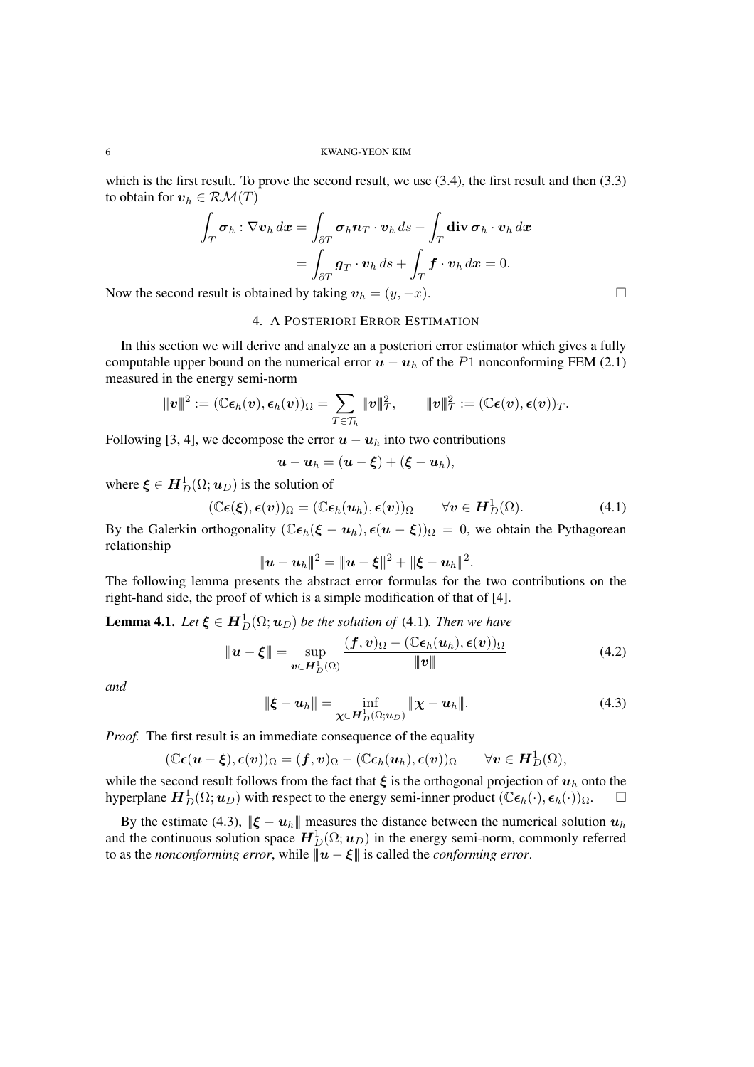which is the first result. To prove the second result, we use (3.4), the first result and then (3.3) to obtain for $\boldsymbol{v}_h \in \mathcal{RM}(T)$

$$\int_T \boldsymbol{\sigma}_h : \nabla \boldsymbol{v}_h \, d\boldsymbol{x} = \int_{\partial T} \boldsymbol{\sigma}_h \boldsymbol{n}_T \cdot \boldsymbol{v}_h \, ds - \int_T \mathbf{div}\, \boldsymbol{\sigma}_h \cdot \boldsymbol{v}_h \, d\boldsymbol{x}$$
$$= \int_{\partial T} \boldsymbol{g}_T \cdot \boldsymbol{v}_h \, ds + \int_T \boldsymbol{f} \cdot \boldsymbol{v}_h \, d\boldsymbol{x} = 0.$$

Now the second result is obtained by taking $\boldsymbol{v}_h = (y, -x)$. □

## 4. A Posteriori Error Estimation

In this section we will derive and analyze an a posteriori error estimator which gives a fully computable upper bound on the numerical error $\boldsymbol{u} - \boldsymbol{u}_h$ of the $P1$ nonconforming FEM (2.1) measured in the energy semi-norm

$$|\!|\!|\boldsymbol{v}|\!|\!|^2 := (\mathbb{C}\boldsymbol{\epsilon}_h(\boldsymbol{v}), \boldsymbol{\epsilon}_h(\boldsymbol{v}))_\Omega = \sum_{T \in \mathcal{T}_h} |\!|\!|\boldsymbol{v}|\!|\!|_T^2, \qquad |\!|\!|\boldsymbol{v}|\!|\!|_T^2 := (\mathbb{C}\boldsymbol{\epsilon}(\boldsymbol{v}), \boldsymbol{\epsilon}(\boldsymbol{v}))_T.$$

Following [3, 4], we decompose the error $\boldsymbol{u} - \boldsymbol{u}_h$ into two contributions

$$\boldsymbol{u} - \boldsymbol{u}_h = (\boldsymbol{u} - \boldsymbol{\xi}) + (\boldsymbol{\xi} - \boldsymbol{u}_h),$$

where $\boldsymbol{\xi} \in \boldsymbol{H}_D^1(\Omega; \boldsymbol{u}_D)$ is the solution of

$$(\mathbb{C}\boldsymbol{\epsilon}(\boldsymbol{\xi}), \boldsymbol{\epsilon}(\boldsymbol{v}))_\Omega = (\mathbb{C}\boldsymbol{\epsilon}_h(\boldsymbol{u}_h), \boldsymbol{\epsilon}(\boldsymbol{v}))_\Omega \qquad \forall \boldsymbol{v} \in \boldsymbol{H}_D^1(\Omega). \tag{4.1}$$

By the Galerkin orthogonality $(\mathbb{C}\boldsymbol{\epsilon}_h(\boldsymbol{\xi} - \boldsymbol{u}_h), \boldsymbol{\epsilon}(\boldsymbol{u} - \boldsymbol{\xi}))_\Omega = 0$, we obtain the Pythagorean relationship

$$|\!|\!|\boldsymbol{u} - \boldsymbol{u}_h|\!|\!|^2 = |\!|\!|\boldsymbol{u} - \boldsymbol{\xi}|\!|\!|^2 + |\!|\!|\boldsymbol{\xi} - \boldsymbol{u}_h|\!|\!|^2.$$

The following lemma presents the abstract error formulas for the two contributions on the right-hand side, the proof of which is a simple modification of that of [4].

**Lemma 4.1.** *Let $\boldsymbol{\xi} \in \boldsymbol{H}_D^1(\Omega; \boldsymbol{u}_D)$ be the solution of* (4.1)*. Then we have*

$$|\!|\!|\boldsymbol{u} - \boldsymbol{\xi}|\!|\!| = \sup_{\boldsymbol{v} \in \boldsymbol{H}_D^1(\Omega)} \frac{(\boldsymbol{f}, \boldsymbol{v})_\Omega - (\mathbb{C}\boldsymbol{\epsilon}_h(\boldsymbol{u}_h), \boldsymbol{\epsilon}(\boldsymbol{v}))_\Omega}{|\!|\!|\boldsymbol{v}|\!|\!|} \tag{4.2}$$

*and*

$$|\!|\!|\boldsymbol{\xi} - \boldsymbol{u}_h|\!|\!| = \inf_{\boldsymbol{\chi} \in \boldsymbol{H}_D^1(\Omega; \boldsymbol{u}_D)} |\!|\!|\boldsymbol{\chi} - \boldsymbol{u}_h|\!|\!|. \tag{4.3}$$

*Proof.* The first result is an immediate consequence of the equality

$$(\mathbb{C}\boldsymbol{\epsilon}(\boldsymbol{u} - \boldsymbol{\xi}), \boldsymbol{\epsilon}(\boldsymbol{v}))_\Omega = (\boldsymbol{f}, \boldsymbol{v})_\Omega - (\mathbb{C}\boldsymbol{\epsilon}_h(\boldsymbol{u}_h), \boldsymbol{\epsilon}(\boldsymbol{v}))_\Omega \qquad \forall \boldsymbol{v} \in \boldsymbol{H}_D^1(\Omega),$$

while the second result follows from the fact that $\boldsymbol{\xi}$ is the orthogonal projection of $\boldsymbol{u}_h$ onto the hyperplane $\boldsymbol{H}_D^1(\Omega; \boldsymbol{u}_D)$ with respect to the energy semi-inner product $(\mathbb{C}\boldsymbol{\epsilon}_h(\cdot), \boldsymbol{\epsilon}_h(\cdot))_\Omega$. □

By the estimate (4.3), $|\!|\!|\boldsymbol{\xi} - \boldsymbol{u}_h|\!|\!|$ measures the distance between the numerical solution $\boldsymbol{u}_h$ and the continuous solution space $\boldsymbol{H}_D^1(\Omega; \boldsymbol{u}_D)$ in the energy semi-norm, commonly referred to as the *nonconforming error*, while $|\!|\!|\boldsymbol{u} - \boldsymbol{\xi}|\!|\!|$ is called the *conforming error*.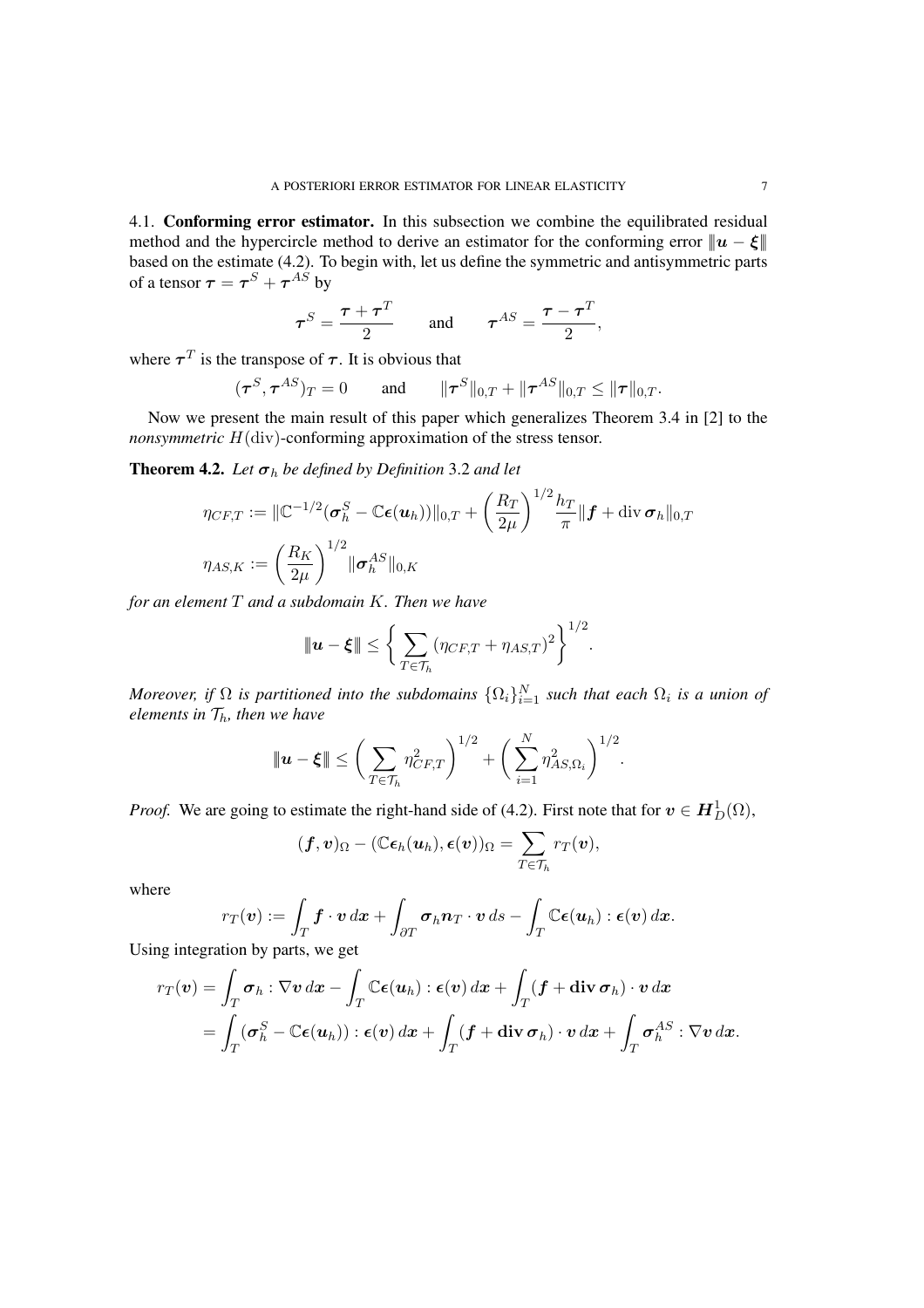4.1. **Conforming error estimator.** In this subsection we combine the equilibrated residual method and the hypercircle method to derive an estimator for the conforming error $\|\boldsymbol{u} - \boldsymbol{\xi}\|$ based on the estimate (4.2). To begin with, let us define the symmetric and antisymmetric parts of a tensor $\boldsymbol{\tau} = \boldsymbol{\tau}^S + \boldsymbol{\tau}^{AS}$ by

$$\boldsymbol{\tau}^S = \frac{\boldsymbol{\tau} + \boldsymbol{\tau}^T}{2} \qquad \text{and} \qquad \boldsymbol{\tau}^{AS} = \frac{\boldsymbol{\tau} - \boldsymbol{\tau}^T}{2},$$

where $\boldsymbol{\tau}^T$ is the transpose of $\boldsymbol{\tau}$. It is obvious that

$$(\boldsymbol{\tau}^S, \boldsymbol{\tau}^{AS})_T = 0 \qquad \text{and} \qquad \|\boldsymbol{\tau}^S\|_{0,T} + \|\boldsymbol{\tau}^{AS}\|_{0,T} \leq \|\boldsymbol{\tau}\|_{0,T}.$$

Now we present the main result of this paper which generalizes Theorem 3.4 in [2] to the *nonsymmetric* $H(\mathrm{div})$-conforming approximation of the stress tensor.

**Theorem 4.2.** *Let $\boldsymbol{\sigma}_h$ be defined by Definition 3.2 and let*

$$\eta_{CF,T} := \|\mathbb{C}^{-1/2}(\boldsymbol{\sigma}_h^S - \mathbb{C}\boldsymbol{\epsilon}(\boldsymbol{u}_h))\|_{0,T} + \left(\frac{R_T}{2\mu}\right)^{1/2} \frac{h_T}{\pi} \|\boldsymbol{f} + \operatorname{div} \boldsymbol{\sigma}_h\|_{0,T}$$

$$\eta_{AS,K} := \left(\frac{R_K}{2\mu}\right)^{1/2} \|\boldsymbol{\sigma}_h^{AS}\|_{0,K}$$

*for an element $T$ and a subdomain $K$. Then we have*

$$\|\boldsymbol{u} - \boldsymbol{\xi}\| \leq \left\{ \sum_{T \in \mathcal{T}_h} (\eta_{CF,T} + \eta_{AS,T})^2 \right\}^{1/2}.$$

*Moreover, if $\Omega$ is partitioned into the subdomains $\{\Omega_i\}_{i=1}^N$ such that each $\Omega_i$ is a union of elements in $\mathcal{T}_h$, then we have*

$$\|\boldsymbol{u} - \boldsymbol{\xi}\| \leq \left( \sum_{T \in \mathcal{T}_h} \eta_{CF,T}^2 \right)^{1/2} + \left( \sum_{i=1}^N \eta_{AS,\Omega_i}^2 \right)^{1/2}.$$

*Proof.* We are going to estimate the right-hand side of (4.2). First note that for $\boldsymbol{v} \in \boldsymbol{H}_D^1(\Omega)$,

$$(\boldsymbol{f}, \boldsymbol{v})_\Omega - (\mathbb{C}\boldsymbol{\epsilon}_h(\boldsymbol{u}_h), \boldsymbol{\epsilon}(\boldsymbol{v}))_\Omega = \sum_{T \in \mathcal{T}_h} r_T(\boldsymbol{v}),$$

where

$$r_T(\boldsymbol{v}) := \int_T \boldsymbol{f} \cdot \boldsymbol{v} \, d\boldsymbol{x} + \int_{\partial T} \boldsymbol{\sigma}_h \boldsymbol{n}_T \cdot \boldsymbol{v} \, ds - \int_T \mathbb{C}\boldsymbol{\epsilon}(\boldsymbol{u}_h) : \boldsymbol{\epsilon}(\boldsymbol{v}) \, d\boldsymbol{x}.$$

Using integration by parts, we get

$$\begin{aligned}
r_T(\boldsymbol{v}) &= \int_T \boldsymbol{\sigma}_h : \nabla \boldsymbol{v} \, d\boldsymbol{x} - \int_T \mathbb{C}\boldsymbol{\epsilon}(\boldsymbol{u}_h) : \boldsymbol{\epsilon}(\boldsymbol{v}) \, d\boldsymbol{x} + \int_T (\boldsymbol{f} + \operatorname{\mathbf{div}} \boldsymbol{\sigma}_h) \cdot \boldsymbol{v} \, d\boldsymbol{x} \\
&= \int_T (\boldsymbol{\sigma}_h^S - \mathbb{C}\boldsymbol{\epsilon}(\boldsymbol{u}_h)) : \boldsymbol{\epsilon}(\boldsymbol{v}) \, d\boldsymbol{x} + \int_T (\boldsymbol{f} + \operatorname{\mathbf{div}} \boldsymbol{\sigma}_h) \cdot \boldsymbol{v} \, d\boldsymbol{x} + \int_T \boldsymbol{\sigma}_h^{AS} : \nabla \boldsymbol{v} \, d\boldsymbol{x}.
\end{aligned}$$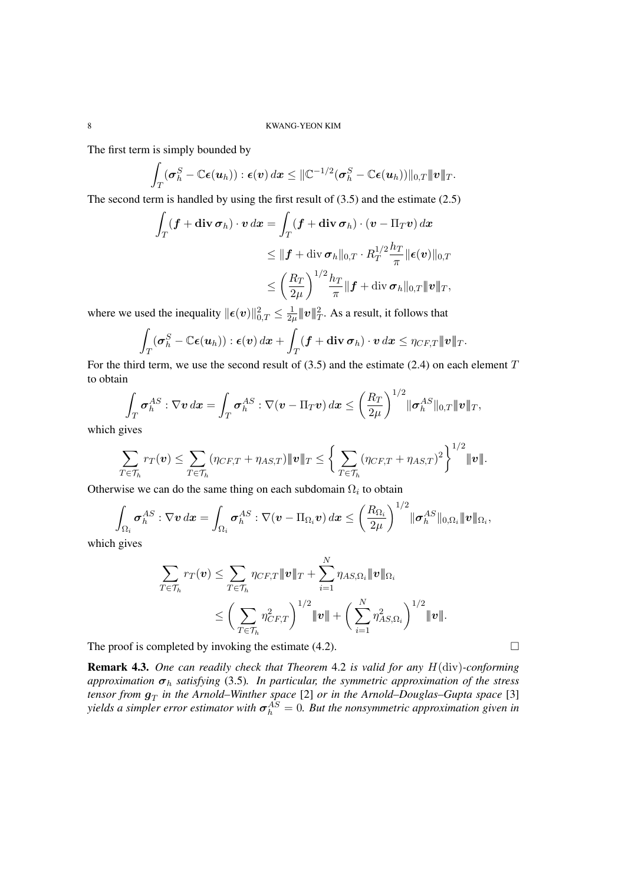The first term is simply bounded by

$$\int_T (\boldsymbol{\sigma}_h^S - \mathbb{C}\boldsymbol{\epsilon}(\boldsymbol{u}_h)) : \boldsymbol{\epsilon}(\boldsymbol{v})\, d\boldsymbol{x} \le \|\mathbb{C}^{-1/2}(\boldsymbol{\sigma}_h^S - \mathbb{C}\boldsymbol{\epsilon}(\boldsymbol{u}_h))\|_{0,T} \|\!|\boldsymbol{v}|\!\|_T.$$

The second term is handled by using the first result of (3.5) and the estimate (2.5)

$$\begin{aligned}
\int_T (\boldsymbol{f} + \mathbf{div}\,\boldsymbol{\sigma}_h) \cdot \boldsymbol{v}\, d\boldsymbol{x} &= \int_T (\boldsymbol{f} + \mathbf{div}\,\boldsymbol{\sigma}_h) \cdot (\boldsymbol{v} - \Pi_T \boldsymbol{v})\, d\boldsymbol{x} \\
&\le \|\boldsymbol{f} + \operatorname{div}\boldsymbol{\sigma}_h\|_{0,T} \cdot R_T^{1/2} \frac{h_T}{\pi} \|\boldsymbol{\epsilon}(\boldsymbol{v})\|_{0,T} \\
&\le \left(\frac{R_T}{2\mu}\right)^{1/2} \frac{h_T}{\pi} \|\boldsymbol{f} + \operatorname{div}\boldsymbol{\sigma}_h\|_{0,T} \|\!|\boldsymbol{v}|\!\|_T,
\end{aligned}$$

where we used the inequality $\|\boldsymbol{\epsilon}(\boldsymbol{v})\|_{0,T}^2 \le \frac{1}{2\mu} \|\!|\boldsymbol{v}|\!\|_T^2$. As a result, it follows that

$$\int_T (\boldsymbol{\sigma}_h^S - \mathbb{C}\boldsymbol{\epsilon}(\boldsymbol{u}_h)) : \boldsymbol{\epsilon}(\boldsymbol{v})\, d\boldsymbol{x} + \int_T (\boldsymbol{f} + \mathbf{div}\,\boldsymbol{\sigma}_h) \cdot \boldsymbol{v}\, d\boldsymbol{x} \le \eta_{CF,T} \|\!|\boldsymbol{v}|\!\|_T.$$

For the third term, we use the second result of (3.5) and the estimate (2.4) on each element $T$ to obtain

$$\int_T \boldsymbol{\sigma}_h^{AS} : \nabla \boldsymbol{v}\, d\boldsymbol{x} = \int_T \boldsymbol{\sigma}_h^{AS} : \nabla(\boldsymbol{v} - \Pi_T \boldsymbol{v})\, d\boldsymbol{x} \le \left(\frac{R_T}{2\mu}\right)^{1/2} \|\boldsymbol{\sigma}_h^{AS}\|_{0,T} \|\!|\boldsymbol{v}|\!\|_T,$$

which gives

$$\sum_{T \in \mathcal{T}_h} r_T(\boldsymbol{v}) \le \sum_{T \in \mathcal{T}_h} (\eta_{CF,T} + \eta_{AS,T}) \|\!|\boldsymbol{v}|\!\|_T \le \left\{ \sum_{T \in \mathcal{T}_h} (\eta_{CF,T} + \eta_{AS,T})^2 \right\}^{1/2} \|\!|\boldsymbol{v}|\!\|.$$

Otherwise we can do the same thing on each subdomain $\Omega_i$ to obtain

$$\int_{\Omega_i} \boldsymbol{\sigma}_h^{AS} : \nabla \boldsymbol{v}\, d\boldsymbol{x} = \int_{\Omega_i} \boldsymbol{\sigma}_h^{AS} : \nabla(\boldsymbol{v} - \Pi_{\Omega_i} \boldsymbol{v})\, d\boldsymbol{x} \le \left(\frac{R_{\Omega_i}}{2\mu}\right)^{1/2} \|\boldsymbol{\sigma}_h^{AS}\|_{0,\Omega_i} \|\!|\boldsymbol{v}|\!\|_{\Omega_i},$$

which gives

$$\begin{aligned}
\sum_{T \in \mathcal{T}_h} r_T(\boldsymbol{v}) &\le \sum_{T \in \mathcal{T}_h} \eta_{CF,T} \|\!|\boldsymbol{v}|\!\|_T + \sum_{i=1}^N \eta_{AS,\Omega_i} \|\!|\boldsymbol{v}|\!\|_{\Omega_i} \\
&\le \left( \sum_{T \in \mathcal{T}_h} \eta_{CF,T}^2 \right)^{1/2} \|\!|\boldsymbol{v}|\!\| + \left( \sum_{i=1}^N \eta_{AS,\Omega_i}^2 \right)^{1/2} \|\!|\boldsymbol{v}|\!\|.
\end{aligned}$$

The proof is completed by invoking the estimate (4.2). $\square$

**Remark 4.3.** *One can readily check that Theorem* 4.2 *is valid for any $H(\mathrm{div})$-conforming approximation $\boldsymbol{\sigma}_h$ satisfying* (3.5)*. In particular, the symmetric approximation of the stress tensor from $\boldsymbol{g}_T$ in the Arnold–Winther space* [2] *or in the Arnold–Douglas–Gupta space* [3] *yields a simpler error estimator with $\boldsymbol{\sigma}_h^{AS} = 0$. But the nonsymmetric approximation given in*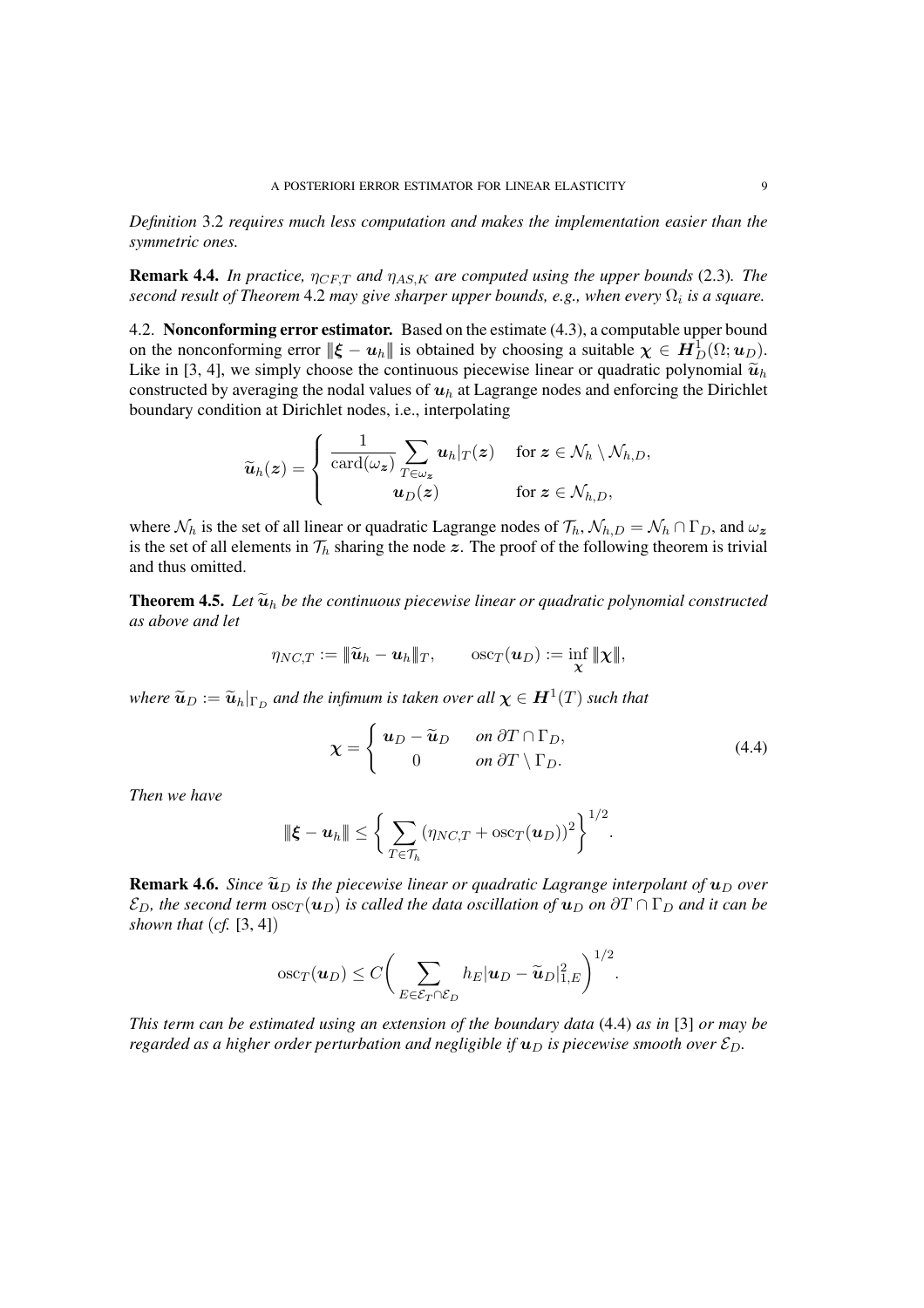*Definition* 3.2 *requires much less computation and makes the implementation easier than the symmetric ones.*

**Remark 4.4.** *In practice, $\eta_{CF,T}$ and $\eta_{AS,K}$ are computed using the upper bounds* (2.3)*. The second result of Theorem* 4.2 *may give sharper upper bounds, e.g., when every $\Omega_i$ is a square.*

4.2. **Nonconforming error estimator.** Based on the estimate (4.3), a computable upper bound on the nonconforming error $\|\boldsymbol{\xi} - \boldsymbol{u}_h\|$ is obtained by choosing a suitable $\boldsymbol{\chi} \in \boldsymbol{H}^1_D(\Omega; \boldsymbol{u}_D)$. Like in [3, 4], we simply choose the continuous piecewise linear or quadratic polynomial $\widetilde{\boldsymbol{u}}_h$ constructed by averaging the nodal values of $\boldsymbol{u}_h$ at Lagrange nodes and enforcing the Dirichlet boundary condition at Dirichlet nodes, i.e., interpolating

$$
\widetilde{\boldsymbol{u}}_h(\boldsymbol{z}) = \begin{cases} \dfrac{1}{\operatorname{card}(\omega_{\boldsymbol{z}})} \displaystyle\sum_{T \in \omega_{\boldsymbol{z}}} \boldsymbol{u}_h|_T(\boldsymbol{z}) & \text{for } \boldsymbol{z} \in \mathcal{N}_h \setminus \mathcal{N}_{h,D}, \\ \boldsymbol{u}_D(\boldsymbol{z}) & \text{for } \boldsymbol{z} \in \mathcal{N}_{h,D}, \end{cases}
$$

where $\mathcal{N}_h$ is the set of all linear or quadratic Lagrange nodes of $\mathcal{T}_h$, $\mathcal{N}_{h,D} = \mathcal{N}_h \cap \Gamma_D$, and $\omega_{\boldsymbol{z}}$ is the set of all elements in $\mathcal{T}_h$ sharing the node $\boldsymbol{z}$. The proof of the following theorem is trivial and thus omitted.

**Theorem 4.5.** *Let $\widetilde{\boldsymbol{u}}_h$ be the continuous piecewise linear or quadratic polynomial constructed as above and let*

$$
\eta_{NC,T} := \|\widetilde{\boldsymbol{u}}_h - \boldsymbol{u}_h\|_T, \qquad \operatorname{osc}_T(\boldsymbol{u}_D) := \inf_{\boldsymbol{\chi}} \|\boldsymbol{\chi}\|,
$$

*where $\widetilde{\boldsymbol{u}}_D := \widetilde{\boldsymbol{u}}_h|_{\Gamma_D}$ and the infimum is taken over all $\boldsymbol{\chi} \in \boldsymbol{H}^1(T)$ such that*

$$
\boldsymbol{\chi} = \begin{cases} \boldsymbol{u}_D - \widetilde{\boldsymbol{u}}_D & \text{on } \partial T \cap \Gamma_D, \\ 0 & \text{on } \partial T \setminus \Gamma_D. \end{cases} \tag{4.4}
$$

*Then we have*

$$
\|\boldsymbol{\xi} - \boldsymbol{u}_h\| \le \left\{ \sum_{T \in \mathcal{T}_h} \left(\eta_{NC,T} + \operatorname{osc}_T(\boldsymbol{u}_D)\right)^2 \right\}^{1/2}.
$$

**Remark 4.6.** *Since $\widetilde{\boldsymbol{u}}_D$ is the piecewise linear or quadratic Lagrange interpolant of $\boldsymbol{u}_D$ over $\mathcal{E}_D$, the second term $\operatorname{osc}_T(\boldsymbol{u}_D)$ is called the data oscillation of $\boldsymbol{u}_D$ on $\partial T \cap \Gamma_D$ and it can be shown that* (*cf.* [3, 4])

$$
\operatorname{osc}_T(\boldsymbol{u}_D) \le C \bigg( \sum_{E \in \mathcal{E}_T \cap \mathcal{E}_D} h_E |\boldsymbol{u}_D - \widetilde{\boldsymbol{u}}_D|^2_{1,E} \bigg)^{1/2}.
$$

*This term can be estimated using an extension of the boundary data* (4.4) *as in* [3] *or may be regarded as a higher order perturbation and negligible if $\boldsymbol{u}_D$ is piecewise smooth over $\mathcal{E}_D$.*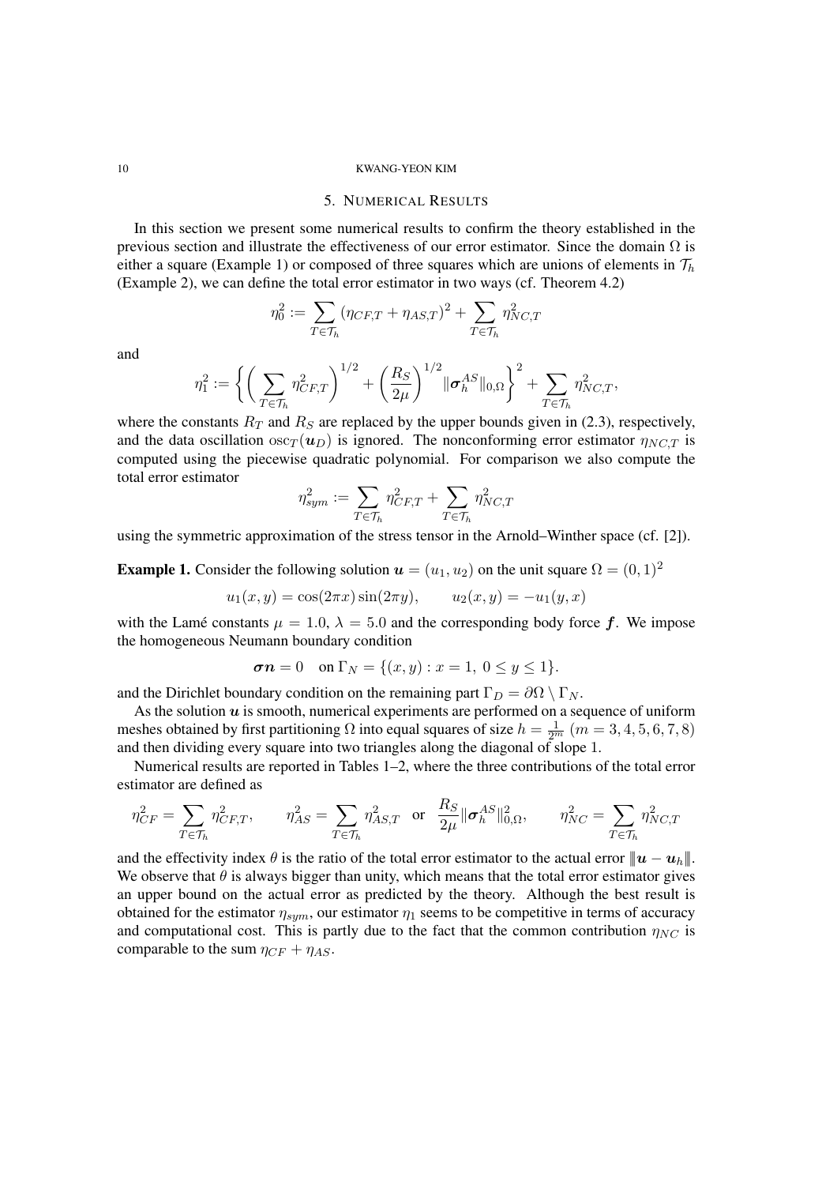## 5. Numerical Results

In this section we present some numerical results to confirm the theory established in the previous section and illustrate the effectiveness of our error estimator. Since the domain $\Omega$ is either a square (Example 1) or composed of three squares which are unions of elements in $\mathcal{T}_h$ (Example 2), we can define the total error estimator in two ways (cf. Theorem 4.2)

$$\eta_0^2 := \sum_{T\in\mathcal{T}_h} (\eta_{CF,T} + \eta_{AS,T})^2 + \sum_{T\in\mathcal{T}_h} \eta_{NC,T}^2$$

and

$$\eta_1^2 := \left\{ \left( \sum_{T\in\mathcal{T}_h} \eta_{CF,T}^2 \right)^{1/2} + \left( \frac{R_S}{2\mu} \right)^{1/2} \|\boldsymbol{\sigma}_h^{AS}\|_{0,\Omega} \right\}^2 + \sum_{T\in\mathcal{T}_h} \eta_{NC,T}^2,$$

where the constants $R_T$ and $R_S$ are replaced by the upper bounds given in (2.3), respectively, and the data oscillation $\mathrm{osc}_T(\boldsymbol{u}_D)$ is ignored. The nonconforming error estimator $\eta_{NC,T}$ is computed using the piecewise quadratic polynomial. For comparison we also compute the total error estimator

$$\eta_{sym}^2 := \sum_{T\in\mathcal{T}_h} \eta_{CF,T}^2 + \sum_{T\in\mathcal{T}_h} \eta_{NC,T}^2$$

using the symmetric approximation of the stress tensor in the Arnold–Winther space (cf. [2]).

**Example 1.** Consider the following solution $\boldsymbol{u} = (u_1, u_2)$ on the unit square $\Omega = (0,1)^2$

$$u_1(x,y) = \cos(2\pi x)\sin(2\pi y), \qquad u_2(x,y) = -u_1(y,x)$$

with the Lamé constants $\mu = 1.0$, $\lambda = 5.0$ and the corresponding body force $\boldsymbol{f}$. We impose the homogeneous Neumann boundary condition

$$\boldsymbol{\sigma}\boldsymbol{n} = 0 \quad \text{on } \Gamma_N = \{(x,y) : x = 1,\ 0 \le y \le 1\}.$$

and the Dirichlet boundary condition on the remaining part $\Gamma_D = \partial\Omega \setminus \Gamma_N$.

As the solution $\boldsymbol{u}$ is smooth, numerical experiments are performed on a sequence of uniform meshes obtained by first partitioning $\Omega$ into equal squares of size $h = \frac{1}{2^m}$ $(m = 3,4,5,6,7,8)$ and then dividing every square into two triangles along the diagonal of slope 1.

Numerical results are reported in Tables 1–2, where the three contributions of the total error estimator are defined as

$$\eta_{CF}^2 = \sum_{T\in\mathcal{T}_h} \eta_{CF,T}^2, \qquad \eta_{AS}^2 = \sum_{T\in\mathcal{T}_h} \eta_{AS,T}^2 \ \text{ or } \ \frac{R_S}{2\mu}\|\boldsymbol{\sigma}_h^{AS}\|_{0,\Omega}^2, \qquad \eta_{NC}^2 = \sum_{T\in\mathcal{T}_h} \eta_{NC,T}^2$$

and the effectivity index $\theta$ is the ratio of the total error estimator to the actual error $|\!|\!|\boldsymbol{u} - \boldsymbol{u}_h|\!|\!|$. We observe that $\theta$ is always bigger than unity, which means that the total error estimator gives an upper bound on the actual error as predicted by the theory. Although the best result is obtained for the estimator $\eta_{sym}$, our estimator $\eta_1$ seems to be competitive in terms of accuracy and computational cost. This is partly due to the fact that the common contribution $\eta_{NC}$ is comparable to the sum $\eta_{CF} + \eta_{AS}$.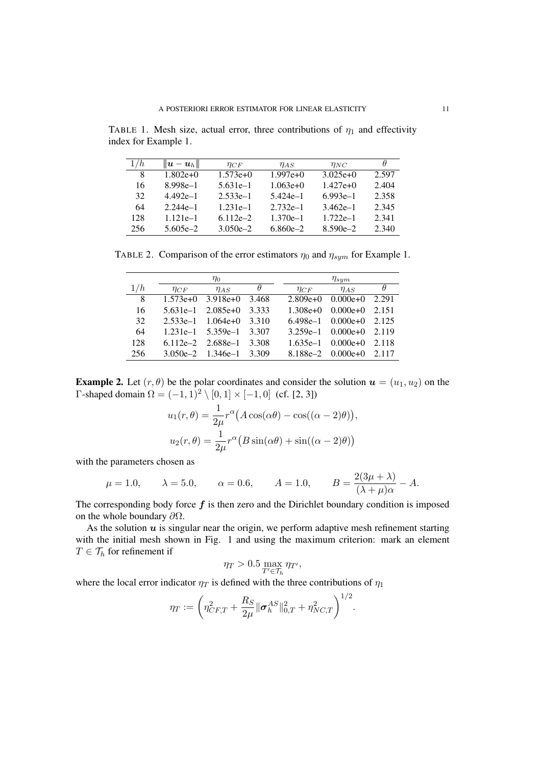TABLE 1. Mesh size, actual error, three contributions of $\eta_1$ and effectivity index for Example 1.

| $1/h$ | $\|\boldsymbol{u} - \boldsymbol{u}_h\|$ | $\eta_{CF}$ | $\eta_{AS}$ | $\eta_{NC}$ | $\theta$ |
|---|---|---|---|---|---|
| 8 | 1.802e+0 | 1.573e+0 | 1.997e+0 | 3.025e+0 | 2.597 |
| 16 | 8.998e–1 | 5.631e–1 | 1.063e+0 | 1.427e+0 | 2.404 |
| 32 | 4.492e–1 | 2.533e–1 | 5.424e–1 | 6.993e–1 | 2.358 |
| 64 | 2.244e–1 | 1.231e–1 | 2.732e–1 | 3.462e–1 | 2.345 |
| 128 | 1.121e–1 | 6.112e–2 | 1.370e–1 | 1.722e–1 | 2.341 |
| 256 | 5.605e–2 | 3.050e–2 | 6.860e–2 | 8.590e–2 | 2.340 |

TABLE 2. Comparison of the error estimators $\eta_0$ and $\eta_{sym}$ for Example 1.

| | $\eta_0$ | | | $\eta_{sym}$ | | |
|---|---|---|---|---|---|---|
| $1/h$ | $\eta_{CF}$ | $\eta_{AS}$ | $\theta$ | $\eta_{CF}$ | $\eta_{AS}$ | $\theta$ |
| 8 | 1.573e+0 | 3.918e+0 | 3.468 | 2.809e+0 | 0.000e+0 | 2.291 |
| 16 | 5.631e–1 | 2.085e+0 | 3.333 | 1.308e+0 | 0.000e+0 | 2.151 |
| 32 | 2.533e–1 | 1.064e+0 | 3.310 | 6.498e–1 | 0.000e+0 | 2.125 |
| 64 | 1.231e–1 | 5.359e–1 | 3.307 | 3.259e–1 | 0.000e+0 | 2.119 |
| 128 | 6.112e–2 | 2.688e–1 | 3.308 | 1.635e–1 | 0.000e+0 | 2.118 |
| 256 | 3.050e–2 | 1.346e–1 | 3.309 | 8.188e–2 | 0.000e+0 | 2.117 |

**Example 2.** Let $(r, \theta)$ be the polar coordinates and consider the solution $\boldsymbol{u} = (u_1, u_2)$ on the $\Gamma$-shaped domain $\Omega = (-1, 1)^2 \setminus [0, 1] \times [-1, 0]$ (cf. [2, 3])

$$u_1(r, \theta) = \frac{1}{2\mu} r^{\alpha} \big( A \cos(\alpha\theta) - \cos((\alpha - 2)\theta) \big),$$

$$u_2(r, \theta) = \frac{1}{2\mu} r^{\alpha} \big( B \sin(\alpha\theta) + \sin((\alpha - 2)\theta) \big)$$

with the parameters chosen as

$$\mu = 1.0, \qquad \lambda = 5.0, \qquad \alpha = 0.6, \qquad A = 1.0, \qquad B = \frac{2(3\mu + \lambda)}{(\lambda + \mu)\alpha} - A.$$

The corresponding body force $\boldsymbol{f}$ is then zero and the Dirichlet boundary condition is imposed on the whole boundary $\partial\Omega$.

As the solution $\boldsymbol{u}$ is singular near the origin, we perform adaptive mesh refinement starting with the initial mesh shown in Fig. 1 and using the maximum criterion: mark an element $T \in \mathcal{T}_h$ for refinement if

$$\eta_T > 0.5 \max_{T' \in \mathcal{T}_h} \eta_{T'},$$

where the local error indicator $\eta_T$ is defined with the three contributions of $\eta_1$

$$\eta_T := \left( \eta_{CF,T}^2 + \frac{R_S}{2\mu} \|\boldsymbol{\sigma}_h^{AS}\|_{0,T}^2 + \eta_{NC,T}^2 \right)^{1/2}.$$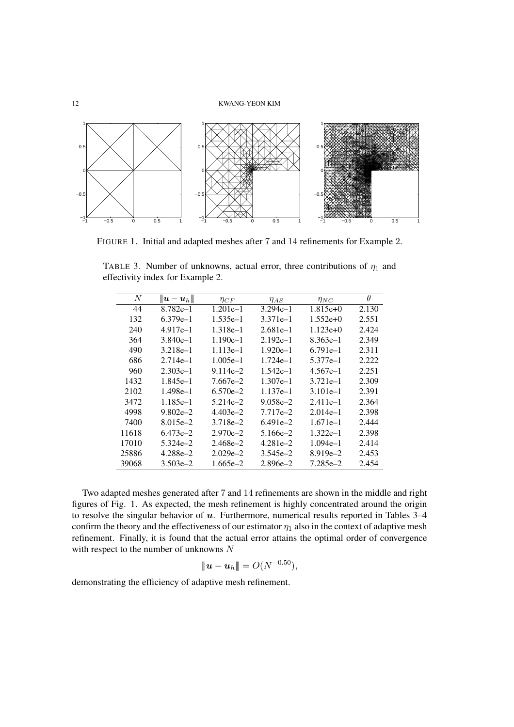FIGURE 1. Initial and adapted meshes after 7 and 14 refinements for Example 2.

TABLE 3. Number of unknowns, actual error, three contributions of $\eta_1$ and effectivity index for Example 2.

| $N$ | $\|\!\|\boldsymbol{u} - \boldsymbol{u}_h\|\!\|$ | $\eta_{CF}$ | $\eta_{AS}$ | $\eta_{NC}$ | $\theta$ |
|---|---|---|---|---|---|
| 44 | 8.782e–1 | 1.201e–1 | 3.294e–1 | 1.815e+0 | 2.130 |
| 132 | 6.379e–1 | 1.535e–1 | 3.371e–1 | 1.552e+0 | 2.551 |
| 240 | 4.917e–1 | 1.318e–1 | 2.681e–1 | 1.123e+0 | 2.424 |
| 364 | 3.840e–1 | 1.190e–1 | 2.192e–1 | 8.363e–1 | 2.349 |
| 490 | 3.218e–1 | 1.113e–1 | 1.920e–1 | 6.791e–1 | 2.311 |
| 686 | 2.714e–1 | 1.005e–1 | 1.724e–1 | 5.377e–1 | 2.222 |
| 960 | 2.303e–1 | 9.114e–2 | 1.542e–1 | 4.567e–1 | 2.251 |
| 1432 | 1.845e–1 | 7.667e–2 | 1.307e–1 | 3.721e–1 | 2.309 |
| 2102 | 1.498e–1 | 6.570e–2 | 1.137e–1 | 3.101e–1 | 2.391 |
| 3472 | 1.185e–1 | 5.214e–2 | 9.058e–2 | 2.411e–1 | 2.364 |
| 4998 | 9.802e–2 | 4.403e–2 | 7.717e–2 | 2.014e–1 | 2.398 |
| 7400 | 8.015e–2 | 3.718e–2 | 6.491e–2 | 1.671e–1 | 2.444 |
| 11618 | 6.473e–2 | 2.970e–2 | 5.166e–2 | 1.322e–1 | 2.398 |
| 17010 | 5.324e–2 | 2.468e–2 | 4.281e–2 | 1.094e–1 | 2.414 |
| 25886 | 4.288e–2 | 2.029e–2 | 3.545e–2 | 8.919e–2 | 2.453 |
| 39068 | 3.503e–2 | 1.665e–2 | 2.896e–2 | 7.285e–2 | 2.454 |

Two adapted meshes generated after 7 and 14 refinements are shown in the middle and right figures of Fig. 1. As expected, the mesh refinement is highly concentrated around the origin to resolve the singular behavior of $\boldsymbol{u}$. Furthermore, numerical results reported in Tables 3–4 confirm the theory and the effectiveness of our estimator $\eta_1$ also in the context of adaptive mesh refinement. Finally, it is found that the actual error attains the optimal order of convergence with respect to the number of unknowns $N$

$$\|\!\|\boldsymbol{u} - \boldsymbol{u}_h\|\!\| = O(N^{-0.50}),$$

demonstrating the efficiency of adaptive mesh refinement.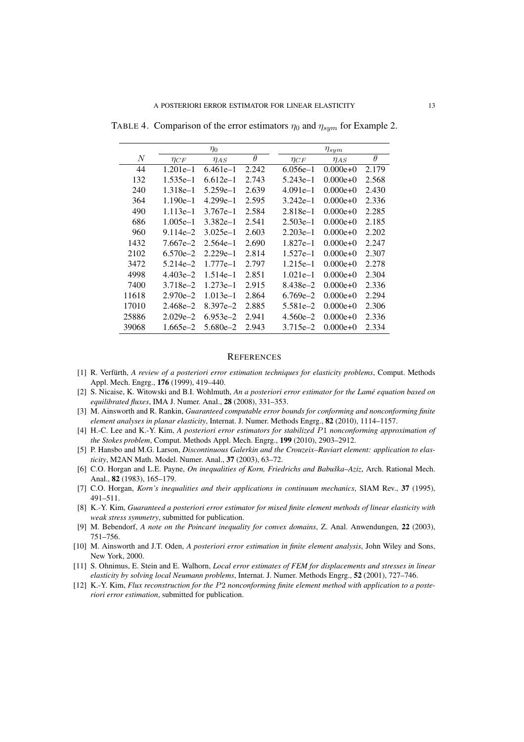TABLE 4. Comparison of the error estimators $\eta_0$ and $\eta_{sym}$ for Example 2.

| | $\eta_0$ | | | $\eta_{sym}$ | | |
|---|---|---|---|---|---|---|
| $N$ | $\eta_{CF}$ | $\eta_{AS}$ | $\theta$ | $\eta_{CF}$ | $\eta_{AS}$ | $\theta$ |
| 44 | 1.201e–1 | 6.461e–1 | 2.242 | 6.056e–1 | 0.000e+0 | 2.179 |
| 132 | 1.535e–1 | 6.612e–1 | 2.743 | 5.243e–1 | 0.000e+0 | 2.568 |
| 240 | 1.318e–1 | 5.259e–1 | 2.639 | 4.091e–1 | 0.000e+0 | 2.430 |
| 364 | 1.190e–1 | 4.299e–1 | 2.595 | 3.242e–1 | 0.000e+0 | 2.336 |
| 490 | 1.113e–1 | 3.767e–1 | 2.584 | 2.818e–1 | 0.000e+0 | 2.285 |
| 686 | 1.005e–1 | 3.382e–1 | 2.541 | 2.503e–1 | 0.000e+0 | 2.185 |
| 960 | 9.114e–2 | 3.025e–1 | 2.603 | 2.203e–1 | 0.000e+0 | 2.202 |
| 1432 | 7.667e–2 | 2.564e–1 | 2.690 | 1.827e–1 | 0.000e+0 | 2.247 |
| 2102 | 6.570e–2 | 2.229e–1 | 2.814 | 1.527e–1 | 0.000e+0 | 2.307 |
| 3472 | 5.214e–2 | 1.777e–1 | 2.797 | 1.215e–1 | 0.000e+0 | 2.278 |
| 4998 | 4.403e–2 | 1.514e–1 | 2.851 | 1.021e–1 | 0.000e+0 | 2.304 |
| 7400 | 3.718e–2 | 1.273e–1 | 2.915 | 8.438e–2 | 0.000e+0 | 2.336 |
| 11618 | 2.970e–2 | 1.013e–1 | 2.864 | 6.769e–2 | 0.000e+0 | 2.294 |
| 17010 | 2.468e–2 | 8.397e–2 | 2.885 | 5.581e–2 | 0.000e+0 | 2.306 |
| 25886 | 2.029e–2 | 6.953e–2 | 2.941 | 4.560e–2 | 0.000e+0 | 2.336 |
| 39068 | 1.665e–2 | 5.680e–2 | 2.943 | 3.715e–2 | 0.000e+0 | 2.334 |

## REFERENCES

[1] R. Verfürth, *A review of a posteriori error estimation techniques for elasticity problems*, Comput. Methods Appl. Mech. Engrg., **176** (1999), 419–440.

[2] S. Nicaise, K. Witowski and B.I. Wohlmuth, *An a posteriori error estimator for the Lamé equation based on equilibrated fluxes*, IMA J. Numer. Anal., **28** (2008), 331–353.

[3] M. Ainsworth and R. Rankin, *Guaranteed computable error bounds for conforming and nonconforming finite element analyses in planar elasticity*, Internat. J. Numer. Methods Engrg., **82** (2010), 1114–1157.

[4] H.-C. Lee and K.-Y. Kim, *A posteriori error estimators for stabilized $P1$ nonconforming approximation of the Stokes problem*, Comput. Methods Appl. Mech. Engrg., **199** (2010), 2903–2912.

[5] P. Hansbo and M.G. Larson, *Discontinuous Galerkin and the Crouzeix–Raviart element: application to elasticity*, M2AN Math. Model. Numer. Anal., **37** (2003), 63–72.

[6] C.O. Horgan and L.E. Payne, *On inequalities of Korn, Friedrichs and Babuška–Aziz*, Arch. Rational Mech. Anal., **82** (1983), 165–179.

[7] C.O. Horgan, *Korn's inequalities and their applications in continuum mechanics*, SIAM Rev., **37** (1995), 491–511.

[8] K.-Y. Kim, *Guaranteed a posteriori error estimator for mixed finite element methods of linear elasticity with weak stress symmetry*, submitted for publication.

[9] M. Bebendorf, *A note on the Poincaré inequality for convex domains*, Z. Anal. Anwendungen, **22** (2003), 751–756.

[10] M. Ainsworth and J.T. Oden, *A posteriori error estimation in finite element analysis*, John Wiley and Sons, New York, 2000.

[11] S. Ohnimus, E. Stein and E. Walhorn, *Local error estimates of FEM for displacements and stresses in linear elasticity by solving local Neumann problems*, Internat. J. Numer. Methods Engrg., **52** (2001), 727–746.

[12] K.-Y. Kim, *Flux reconstruction for the $P2$ nonconforming finite element method with application to a posteriori error estimation*, submitted for publication.